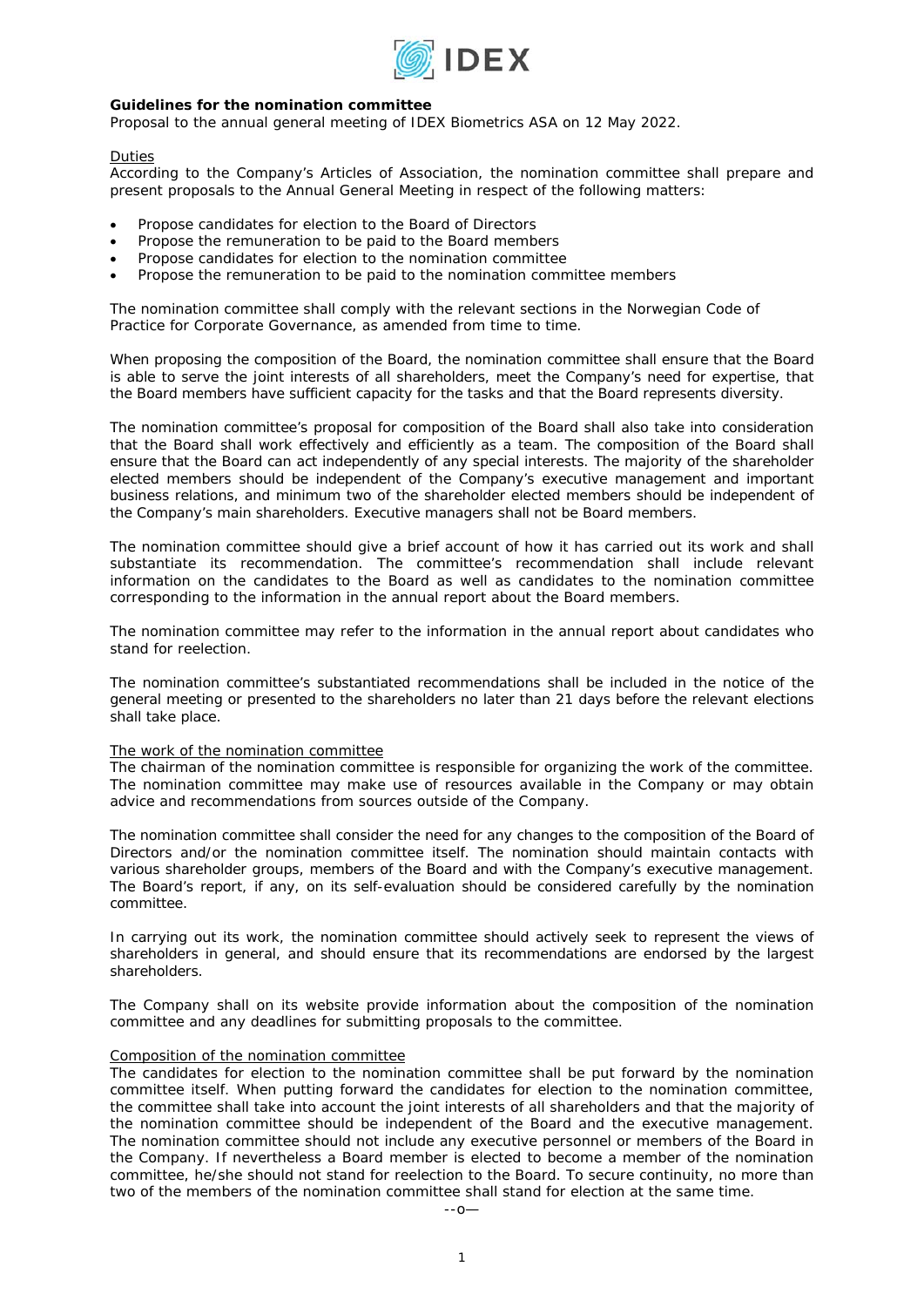**Guidelines for the nomination committee**

Proposal to the annual general meeting of IDEX Biometrics ASA on 12 May 2022.

Duties

According to the Company's Articles of Association, the nomination committee shall prepare and present proposals to the Annual General Meeting in respect of the following matters:

- Propose candidates for election to the Board of Directors
- Propose the remuneration to be paid to the Board members
- Propose candidates for election to the nomination committee
- Propose the remuneration to be paid to the nomination committee members

The nomination committee shall comply with the relevant sections in the Norwegian Code of Practice for Corporate Governance, as amended from time to time.

When proposing the composition of the Board, the nomination committee shall ensure that the Board is able to serve the joint interests of all shareholders, meet the Company's need for expertise, that the Board members have sufficient capacity for the tasks and that the Board represents diversity.

The nomination committee's proposal for composition of the Board shall also take into consideration that the Board shall work effectively and efficiently as a team. The composition of the Board shall ensure that the Board can act independently of any special interests. The majority of the shareholder elected members should be independent of the Company's executive management and important business relations, and minimum two of the shareholder elected members should be independent of the Company's main shareholders. Executive managers shall not be Board members.

The nomination committee should give a brief account of how it has carried out its work and shall substantiate its recommendation. The committee's recommendation shall include relevant information on the candidates to the Board as well as candidates to the nomination committee corresponding to the information in the annual report about the Board members.

The nomination committee may refer to the information in the annual report about candidates who stand for reelection.

The nomination committee's substantiated recommendations shall be included in the notice of the general meeting or presented to the shareholders no later than 21 days before the relevant elections shall take place.

The work of the nomination committee

The chairman of the nomination committee is responsible for organizing the work of the committee. The nomination committee may make use of resources available in the Company or may obtain advice and recommendations from sources outside of the Company.

The nomination committee shall consider the need for any changes to the composition of the Board of Directors and/or the nomination committee itself. The nomination should maintain contacts with various shareholder groups, members of the Board and with the Company's executive management. The Board's report, if any, on its self-evaluation should be considered carefully by the nomination committee.

In carrying out its work, the nomination committee should actively seek to represent the views of shareholders in general, and should ensure that its recommendations are endorsed by the largest shareholders.

The Company shall on its website provide information about the composition of the nomination committee and any deadlines for submitting proposals to the committee.

Composition of the nomination committee

The candidates for election to the nomination committee shall be put forward by the nomination committee itself. When putting forward the candidates for election to the nomination committee, the committee shall take into account the joint interests of all shareholders and that the majority of the nomination committee should be independent of the Board and the executive management. The nomination committee should not include any executive personnel or members of the Board in the Company. If nevertheless a Board member is elected to become a member of the nomination committee, he/she should not stand for reelection to the Board. To secure continuity, no more than two of the members of the nomination committee shall stand for election at the same time.

--o—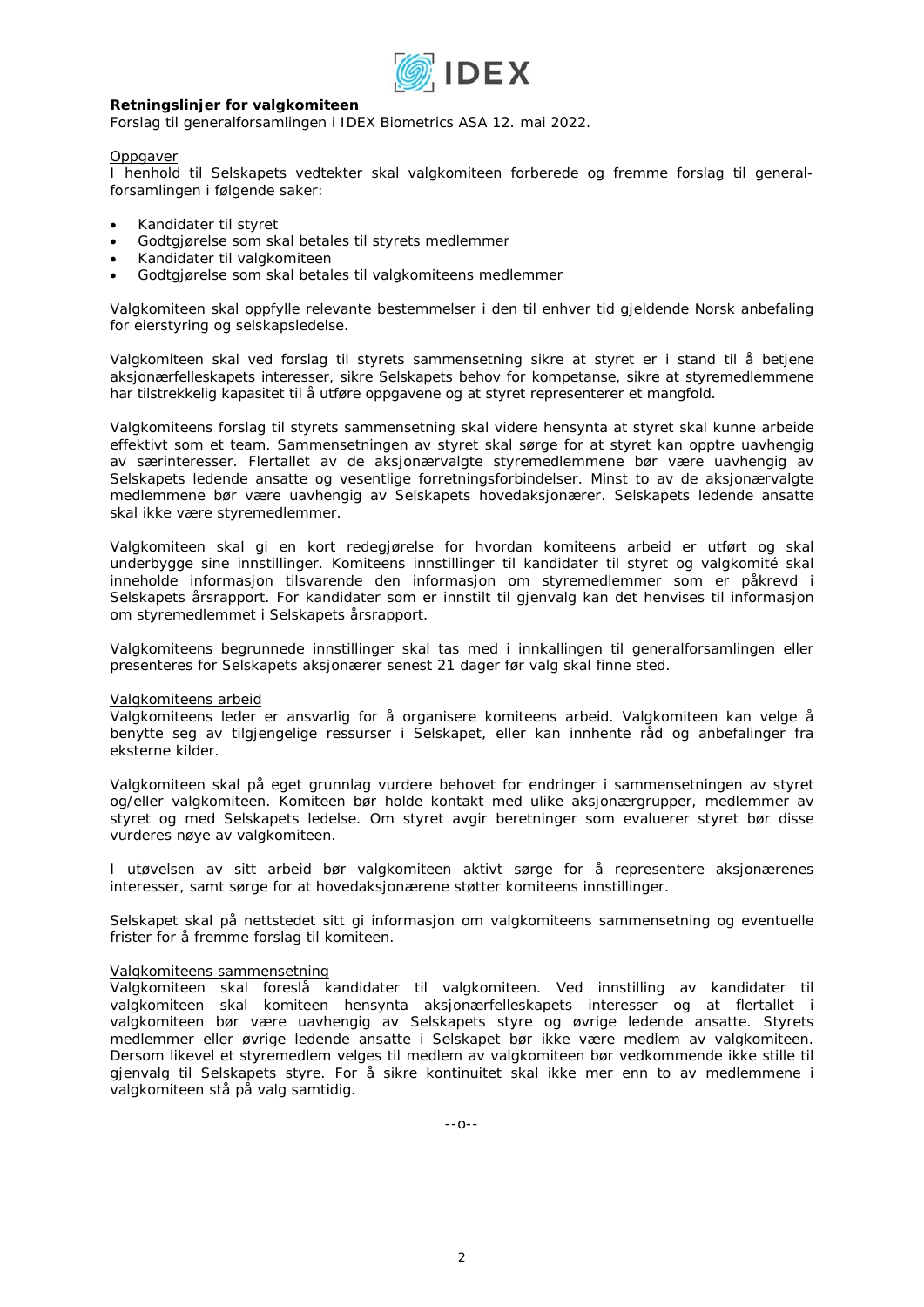**Retningslinjer for valgkomiteen**
Forslag til generalforsamlingen i IDEX Biometrics ASA 12. mai 2022.

Oppgaver
I henhold til Selskapets vedtekter skal valgkomiteen forberede og fremme forslag til generalforsamlingen i følgende saker:

- Kandidater til styret
- Godtgjørelse som skal betales til styrets medlemmer
- Kandidater til valgkomiteen
- Godtgjørelse som skal betales til valgkomiteens medlemmer

Valgkomiteen skal oppfylle relevante bestemmelser i den til enhver tid gjeldende Norsk anbefaling for eierstyring og selskapsledelse.

Valgkomiteen skal ved forslag til styrets sammensetning sikre at styret er i stand til å betjene aksjonærfelleskapets interesser, sikre Selskapets behov for kompetanse, sikre at styremedlemmene har tilstrekkelig kapasitet til å utføre oppgavene og at styret representerer et mangfold.

Valgkomiteens forslag til styrets sammensetning skal videre hensynta at styret skal kunne arbeide effektivt som et team. Sammensetningen av styret skal sørge for at styret kan opptre uavhengig av særinteresser. Flertallet av de aksjonærvalgte styremedlemmene bør være uavhengig av Selskapets ledende ansatte og vesentlige forretningsforbindelser. Minst to av de aksjonærvalgte medlemmene bør være uavhengig av Selskapets hovedaksjonærer. Selskapets ledende ansatte skal ikke være styremedlemmer.

Valgkomiteen skal gi en kort redegjørelse for hvordan komiteens arbeid er utført og skal underbygge sine innstillinger. Komiteens innstillinger til kandidater til styret og valgkomité skal inneholde informasjon tilsvarende den informasjon om styremedlemmer som er påkrevd i Selskapets årsrapport. For kandidater som er innstilt til gjenvalg kan det henvises til informasjon om styremedlemmet i Selskapets årsrapport.

Valgkomiteens begrunnede innstillinger skal tas med i innkallingen til generalforsamlingen eller presenteres for Selskapets aksjonærer senest 21 dager før valg skal finne sted.

Valgkomiteens arbeid
Valgkomiteens leder er ansvarlig for å organisere komiteens arbeid. Valgkomiteen kan velge å benytte seg av tilgjengelige ressurser i Selskapet, eller kan innhente råd og anbefalinger fra eksterne kilder.

Valgkomiteen skal på eget grunnlag vurdere behovet for endringer i sammensetningen av styret og/eller valgkomiteen. Komiteen bør holde kontakt med ulike aksjonærgrupper, medlemmer av styret og med Selskapets ledelse. Om styret avgir beretninger som evaluerer styret bør disse vurderes nøye av valgkomiteen.

I utøvelsen av sitt arbeid bør valgkomiteen aktivt sørge for å representere aksjonærenes interesser, samt sørge for at hovedaksjonærene støtter komiteens innstillinger.

Selskapet skal på nettstedet sitt gi informasjon om valgkomiteens sammensetning og eventuelle frister for å fremme forslag til komiteen.

Valgkomiteens sammensetning
Valgkomiteen skal foreslå kandidater til valgkomiteen. Ved innstilling av kandidater til valgkomiteen skal komiteen hensynta aksjonærfelleskapets interesser og at flertallet i valgkomiteen bør være uavhengig av Selskapets styre og øvrige ledende ansatte. Styrets medlemmer eller øvrige ledende ansatte i Selskapet bør ikke være medlem av valgkomiteen. Dersom likevel et styremedlem velges til medlem av valgkomiteen bør vedkommende ikke stille til gjenvalg til Selskapets styre. For å sikre kontinuitet skal ikke mer enn to av medlemmene i valgkomiteen stå på valg samtidig.

--o--